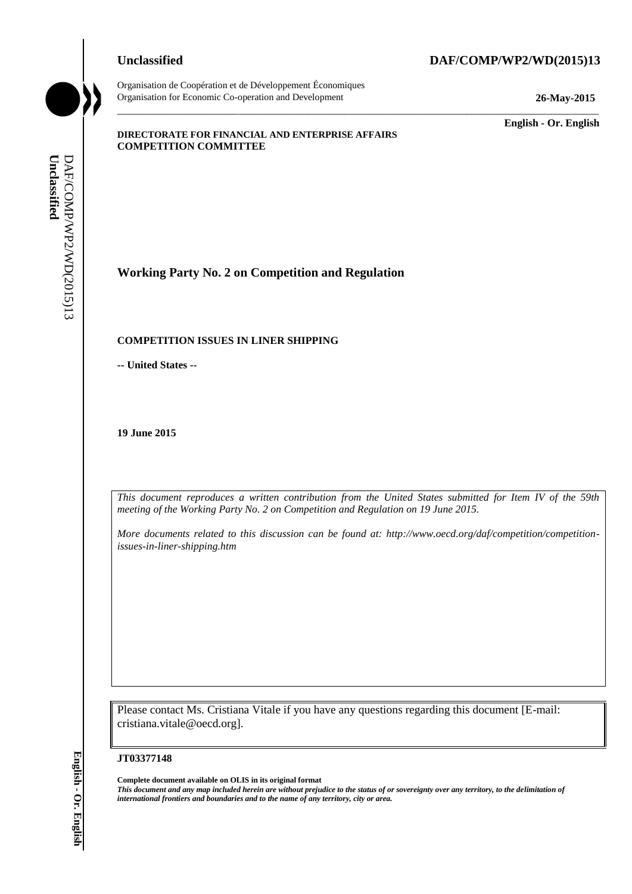**Unclassified** **DAF/COMP/WP2/WD(2015)13**

Organisation de Coopération et de Développement Économiques
Organisation for Economic Co-operation and Development

**26-May-2015**

**English - Or. English**

**DIRECTORATE FOR FINANCIAL AND ENTERPRISE AFFAIRS**
**COMPETITION COMMITTEE**

## Working Party No. 2 on Competition and Regulation

**COMPETITION ISSUES IN LINER SHIPPING**

**-- United States --**

**19 June 2015**

*This document reproduces a written contribution from the United States submitted for Item IV of the 59th meeting of the Working Party No. 2 on Competition and Regulation on 19 June 2015.*

*More documents related to this discussion can be found at: http://www.oecd.org/daf/competition/competition-issues-in-liner-shipping.htm*

Please contact Ms. Cristiana Vitale if you have any questions regarding this document [E-mail: cristiana.vitale@oecd.org].

**JT03377148**

**Complete document available on OLIS in its original format**
***This document and any map included herein are without prejudice to the status of or sovereignty over any territory, to the delimitation of international frontiers and boundaries and to the name of any territory, city or area.***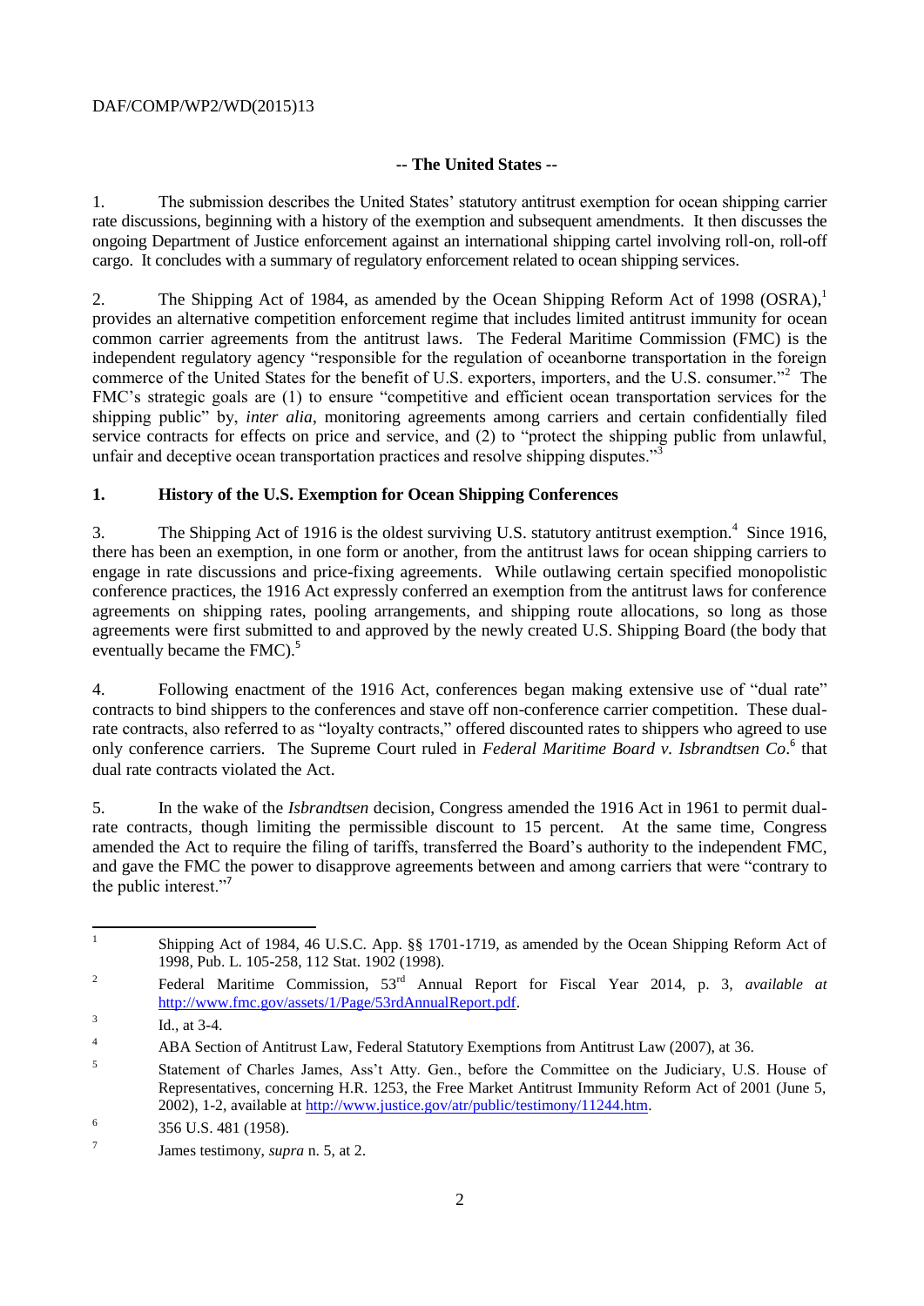## -- The United States --

1. The submission describes the United States' statutory antitrust exemption for ocean shipping carrier rate discussions, beginning with a history of the exemption and subsequent amendments. It then discusses the ongoing Department of Justice enforcement against an international shipping cartel involving roll-on, roll-off cargo. It concludes with a summary of regulatory enforcement related to ocean shipping services.

2. The Shipping Act of 1984, as amended by the Ocean Shipping Reform Act of 1998 (OSRA),[1] provides an alternative competition enforcement regime that includes limited antitrust immunity for ocean common carrier agreements from the antitrust laws. The Federal Maritime Commission (FMC) is the independent regulatory agency "responsible for the regulation of oceanborne transportation in the foreign commerce of the United States for the benefit of U.S. exporters, importers, and the U.S. consumer."[2] The FMC's strategic goals are (1) to ensure "competitive and efficient ocean transportation services for the shipping public" by, *inter alia*, monitoring agreements among carriers and certain confidentially filed service contracts for effects on price and service, and (2) to "protect the shipping public from unlawful, unfair and deceptive ocean transportation practices and resolve shipping disputes."[3]

### 1. History of the U.S. Exemption for Ocean Shipping Conferences

3. The Shipping Act of 1916 is the oldest surviving U.S. statutory antitrust exemption.[4] Since 1916, there has been an exemption, in one form or another, from the antitrust laws for ocean shipping carriers to engage in rate discussions and price-fixing agreements. While outlawing certain specified monopolistic conference practices, the 1916 Act expressly conferred an exemption from the antitrust laws for conference agreements on shipping rates, pooling arrangements, and shipping route allocations, so long as those agreements were first submitted to and approved by the newly created U.S. Shipping Board (the body that eventually became the FMC).[5]

4. Following enactment of the 1916 Act, conferences began making extensive use of "dual rate" contracts to bind shippers to the conferences and stave off non-conference carrier competition. These dual-rate contracts, also referred to as "loyalty contracts," offered discounted rates to shippers who agreed to use only conference carriers. The Supreme Court ruled in *Federal Maritime Board v. Isbrandtsen Co*.[6] that dual rate contracts violated the Act.

5. In the wake of the *Isbrandtsen* decision, Congress amended the 1916 Act in 1961 to permit dual-rate contracts, though limiting the permissible discount to 15 percent. At the same time, Congress amended the Act to require the filing of tariffs, transferred the Board's authority to the independent FMC, and gave the FMC the power to disapprove agreements between and among carriers that were "contrary to the public interest."[7]

---

[1] Shipping Act of 1984, 46 U.S.C. App. §§ 1701-1719, as amended by the Ocean Shipping Reform Act of 1998, Pub. L. 105-258, 112 Stat. 1902 (1998).

[2] Federal Maritime Commission, 53rd Annual Report for Fiscal Year 2014, p. 3, *available at* http://www.fmc.gov/assets/1/Page/53rdAnnualReport.pdf.

[3] Id., at 3-4.

[4] ABA Section of Antitrust Law, Federal Statutory Exemptions from Antitrust Law (2007), at 36.

[5] Statement of Charles James, Ass't Atty. Gen., before the Committee on the Judiciary, U.S. House of Representatives, concerning H.R. 1253, the Free Market Antitrust Immunity Reform Act of 2001 (June 5, 2002), 1-2, available at http://www.justice.gov/atr/public/testimony/11244.htm.

[6] 356 U.S. 481 (1958).

[7] James testimony, *supra* n. 5, at 2.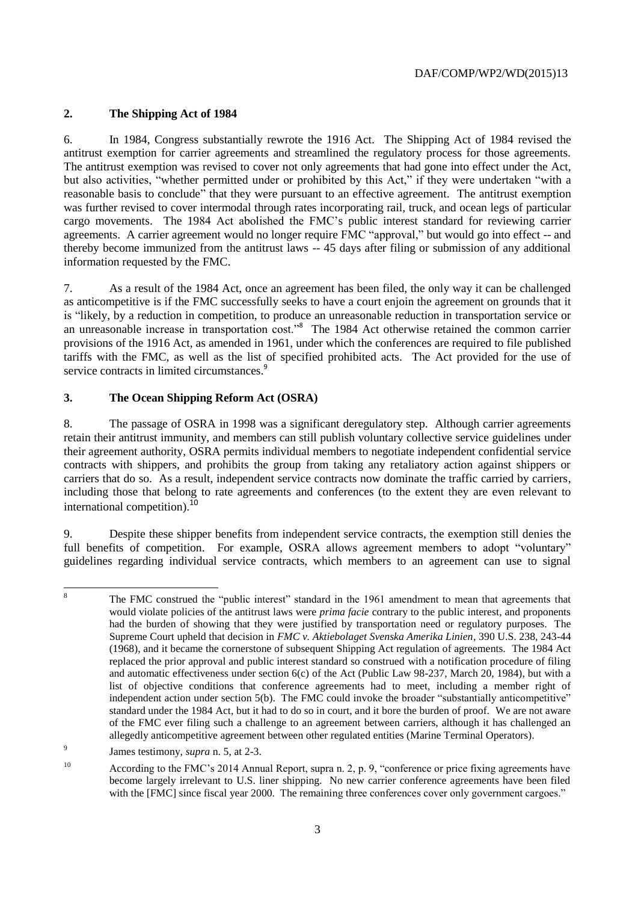## 2. The Shipping Act of 1984

6. In 1984, Congress substantially rewrote the 1916 Act. The Shipping Act of 1984 revised the antitrust exemption for carrier agreements and streamlined the regulatory process for those agreements. The antitrust exemption was revised to cover not only agreements that had gone into effect under the Act, but also activities, "whether permitted under or prohibited by this Act," if they were undertaken "with a reasonable basis to conclude" that they were pursuant to an effective agreement. The antitrust exemption was further revised to cover intermodal through rates incorporating rail, truck, and ocean legs of particular cargo movements. The 1984 Act abolished the FMC's public interest standard for reviewing carrier agreements. A carrier agreement would no longer require FMC "approval," but would go into effect -- and thereby become immunized from the antitrust laws -- 45 days after filing or submission of any additional information requested by the FMC.

7. As a result of the 1984 Act, once an agreement has been filed, the only way it can be challenged as anticompetitive is if the FMC successfully seeks to have a court enjoin the agreement on grounds that it is "likely, by a reduction in competition, to produce an unreasonable reduction in transportation service or an unreasonable increase in transportation cost."[8] The 1984 Act otherwise retained the common carrier provisions of the 1916 Act, as amended in 1961, under which the conferences are required to file published tariffs with the FMC, as well as the list of specified prohibited acts. The Act provided for the use of service contracts in limited circumstances.[9]

## 3. The Ocean Shipping Reform Act (OSRA)

8. The passage of OSRA in 1998 was a significant deregulatory step. Although carrier agreements retain their antitrust immunity, and members can still publish voluntary collective service guidelines under their agreement authority, OSRA permits individual members to negotiate independent confidential service contracts with shippers, and prohibits the group from taking any retaliatory action against shippers or carriers that do so. As a result, independent service contracts now dominate the traffic carried by carriers, including those that belong to rate agreements and conferences (to the extent they are even relevant to international competition).[10]

9. Despite these shipper benefits from independent service contracts, the exemption still denies the full benefits of competition. For example, OSRA allows agreement members to adopt "voluntary" guidelines regarding individual service contracts, which members to an agreement can use to signal

---

[8] The FMC construed the "public interest" standard in the 1961 amendment to mean that agreements that would violate policies of the antitrust laws were *prima facie* contrary to the public interest, and proponents had the burden of showing that they were justified by transportation need or regulatory purposes. The Supreme Court upheld that decision in *FMC v. Aktiebolaget Svenska Amerika Linien*, 390 U.S. 238, 243-44 (1968), and it became the cornerstone of subsequent Shipping Act regulation of agreements. The 1984 Act replaced the prior approval and public interest standard so construed with a notification procedure of filing and automatic effectiveness under section 6(c) of the Act (Public Law 98-237, March 20, 1984), but with a list of objective conditions that conference agreements had to meet, including a member right of independent action under section 5(b). The FMC could invoke the broader "substantially anticompetitive" standard under the 1984 Act, but it had to do so in court, and it bore the burden of proof. We are not aware of the FMC ever filing such a challenge to an agreement between carriers, although it has challenged an allegedly anticompetitive agreement between other regulated entities (Marine Terminal Operators).

[9] James testimony, *supra* n. 5, at 2-3.

[10] According to the FMC's 2014 Annual Report, supra n. 2, p. 9, "conference or price fixing agreements have become largely irrelevant to U.S. liner shipping. No new carrier conference agreements have been filed with the [FMC] since fiscal year 2000. The remaining three conferences cover only government cargoes."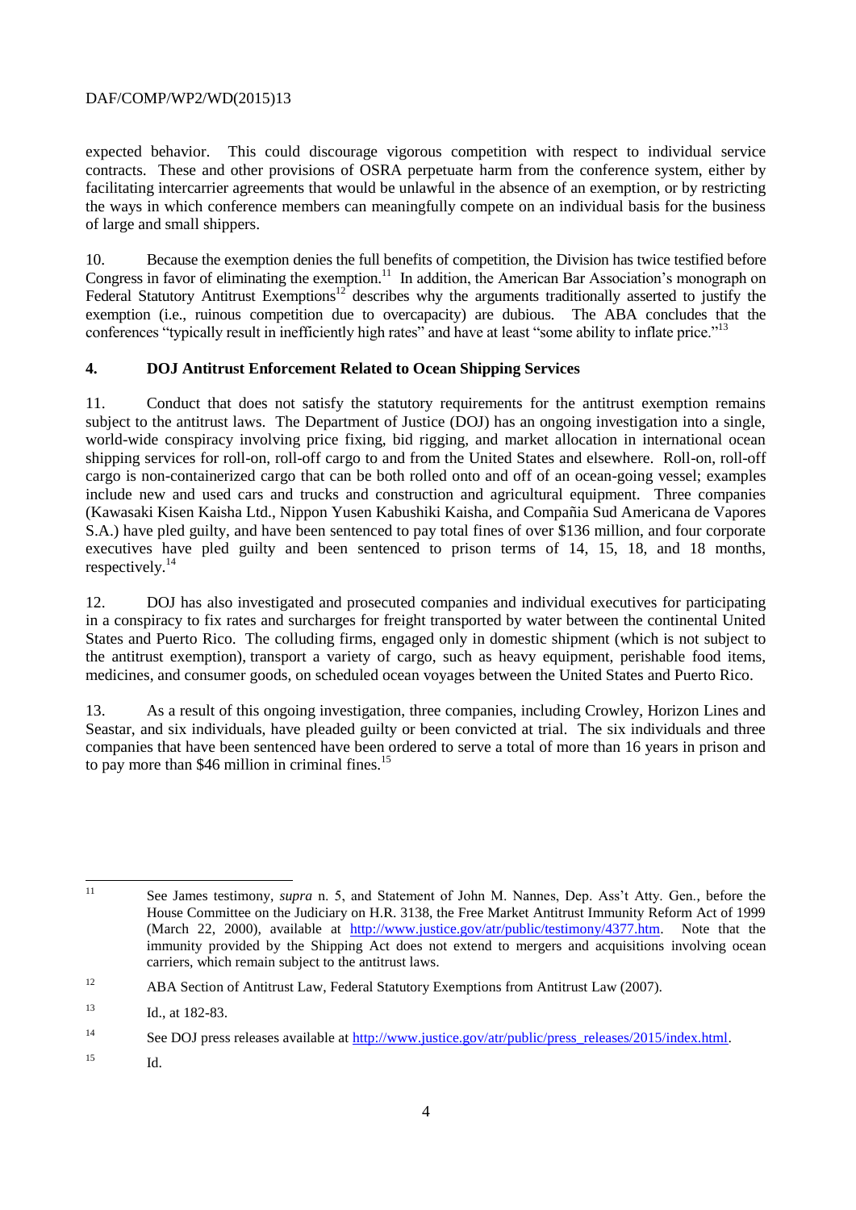expected behavior. This could discourage vigorous competition with respect to individual service contracts. These and other provisions of OSRA perpetuate harm from the conference system, either by facilitating intercarrier agreements that would be unlawful in the absence of an exemption, or by restricting the ways in which conference members can meaningfully compete on an individual basis for the business of large and small shippers.

10. Because the exemption denies the full benefits of competition, the Division has twice testified before Congress in favor of eliminating the exemption.[11] In addition, the American Bar Association's monograph on Federal Statutory Antitrust Exemptions[12] describes why the arguments traditionally asserted to justify the exemption (i.e., ruinous competition due to overcapacity) are dubious. The ABA concludes that the conferences "typically result in inefficiently high rates" and have at least "some ability to inflate price."[13]

## 4. DOJ Antitrust Enforcement Related to Ocean Shipping Services

11. Conduct that does not satisfy the statutory requirements for the antitrust exemption remains subject to the antitrust laws. The Department of Justice (DOJ) has an ongoing investigation into a single, world-wide conspiracy involving price fixing, bid rigging, and market allocation in international ocean shipping services for roll-on, roll-off cargo to and from the United States and elsewhere. Roll-on, roll-off cargo is non-containerized cargo that can be both rolled onto and off of an ocean-going vessel; examples include new and used cars and trucks and construction and agricultural equipment. Three companies (Kawasaki Kisen Kaisha Ltd., Nippon Yusen Kabushiki Kaisha, and Compañia Sud Americana de Vapores S.A.) have pled guilty, and have been sentenced to pay total fines of over \$136 million, and four corporate executives have pled guilty and been sentenced to prison terms of 14, 15, 18, and 18 months, respectively.[14]

12. DOJ has also investigated and prosecuted companies and individual executives for participating in a conspiracy to fix rates and surcharges for freight transported by water between the continental United States and Puerto Rico. The colluding firms, engaged only in domestic shipment (which is not subject to the antitrust exemption), transport a variety of cargo, such as heavy equipment, perishable food items, medicines, and consumer goods, on scheduled ocean voyages between the United States and Puerto Rico.

13. As a result of this ongoing investigation, three companies, including Crowley, Horizon Lines and Seastar, and six individuals, have pleaded guilty or been convicted at trial. The six individuals and three companies that have been sentenced have been ordered to serve a total of more than 16 years in prison and to pay more than \$46 million in criminal fines.[15]

---

[11] See James testimony, *supra* n. 5, and Statement of John M. Nannes, Dep. Ass't Atty. Gen., before the House Committee on the Judiciary on H.R. 3138, the Free Market Antitrust Immunity Reform Act of 1999 (March 22, 2000), available at http://www.justice.gov/atr/public/testimony/4377.htm. Note that the immunity provided by the Shipping Act does not extend to mergers and acquisitions involving ocean carriers, which remain subject to the antitrust laws.

[12] ABA Section of Antitrust Law, Federal Statutory Exemptions from Antitrust Law (2007).

[13] Id., at 182-83.

[14] See DOJ press releases available at http://www.justice.gov/atr/public/press_releases/2015/index.html.

[15] Id.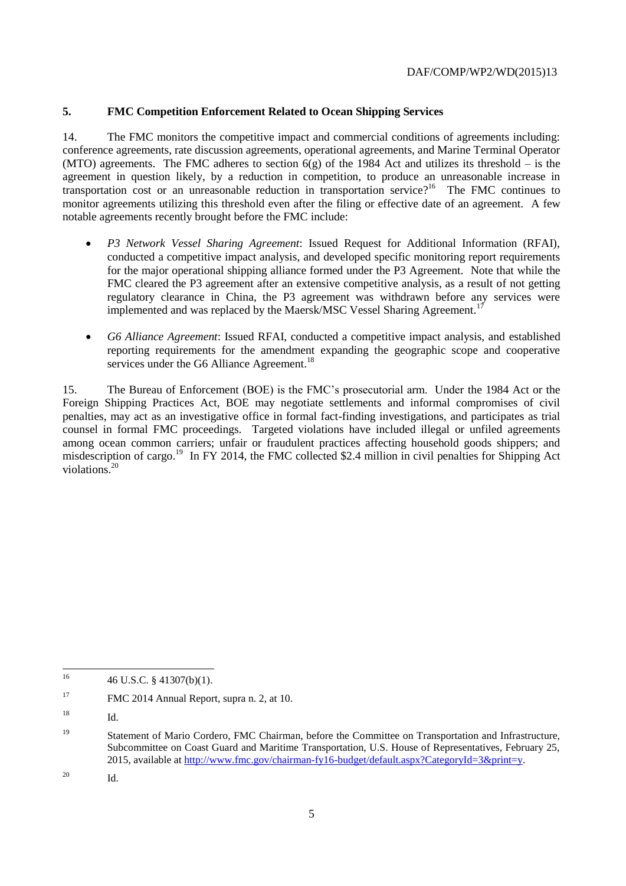## 5. FMC Competition Enforcement Related to Ocean Shipping Services

14. The FMC monitors the competitive impact and commercial conditions of agreements including: conference agreements, rate discussion agreements, operational agreements, and Marine Terminal Operator (MTO) agreements. The FMC adheres to section 6(g) of the 1984 Act and utilizes its threshold – is the agreement in question likely, by a reduction in competition, to produce an unreasonable increase in transportation cost or an unreasonable reduction in transportation service?[16] The FMC continues to monitor agreements utilizing this threshold even after the filing or effective date of an agreement. A few notable agreements recently brought before the FMC include:

- *P3 Network Vessel Sharing Agreement*: Issued Request for Additional Information (RFAI), conducted a competitive impact analysis, and developed specific monitoring report requirements for the major operational shipping alliance formed under the P3 Agreement. Note that while the FMC cleared the P3 agreement after an extensive competitive analysis, as a result of not getting regulatory clearance in China, the P3 agreement was withdrawn before any services were implemented and was replaced by the Maersk/MSC Vessel Sharing Agreement.[17]

- *G6 Alliance Agreement*: Issued RFAI, conducted a competitive impact analysis, and established reporting requirements for the amendment expanding the geographic scope and cooperative services under the G6 Alliance Agreement.[18]

15. The Bureau of Enforcement (BOE) is the FMC's prosecutorial arm. Under the 1984 Act or the Foreign Shipping Practices Act, BOE may negotiate settlements and informal compromises of civil penalties, may act as an investigative office in formal fact-finding investigations, and participates as trial counsel in formal FMC proceedings. Targeted violations have included illegal or unfiled agreements among ocean common carriers; unfair or fraudulent practices affecting household goods shippers; and misdescription of cargo.[19] In FY 2014, the FMC collected $2.4 million in civil penalties for Shipping Act violations.[20]

---

[16] 46 U.S.C. § 41307(b)(1).

[17] FMC 2014 Annual Report, supra n. 2, at 10.

[18] Id.

[19] Statement of Mario Cordero, FMC Chairman, before the Committee on Transportation and Infrastructure, Subcommittee on Coast Guard and Maritime Transportation, U.S. House of Representatives, February 25, 2015, available at http://www.fmc.gov/chairman-fy16-budget/default.aspx?CategoryId=3&print=y.

[20] Id.